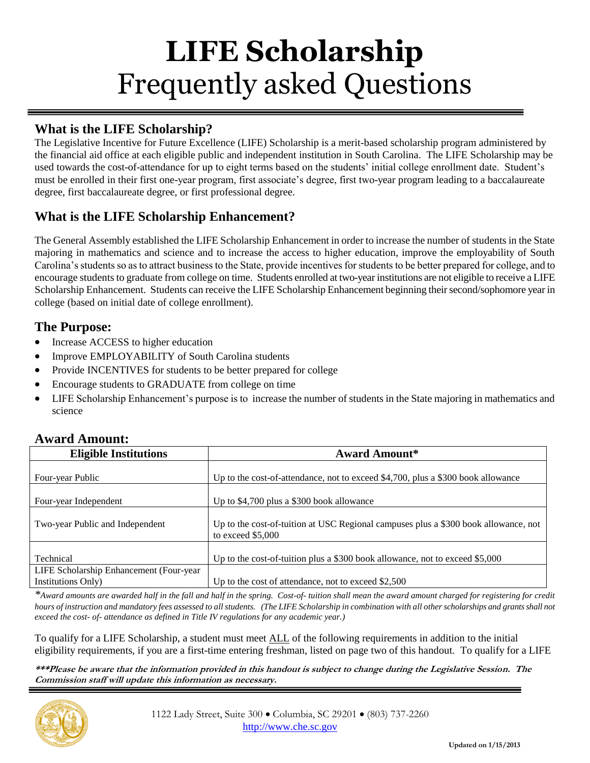# LIFE Scholarship
# Frequently asked Questions

## What is the LIFE Scholarship?

The Legislative Incentive for Future Excellence (LIFE) Scholarship is a merit-based scholarship program administered by the financial aid office at each eligible public and independent institution in South Carolina. The LIFE Scholarship may be used towards the cost-of-attendance for up to eight terms based on the students' initial college enrollment date. Student's must be enrolled in their first one-year program, first associate's degree, first two-year program leading to a baccalaureate degree, first baccalaureate degree, or first professional degree.

## What is the LIFE Scholarship Enhancement?

The General Assembly established the LIFE Scholarship Enhancement in order to increase the number of students in the State majoring in mathematics and science and to increase the access to higher education, improve the employability of South Carolina's students so as to attract business to the State, provide incentives for students to be better prepared for college, and to encourage students to graduate from college on time. Students enrolled at two-year institutions are not eligible to receive a LIFE Scholarship Enhancement. Students can receive the LIFE Scholarship Enhancement beginning their second/sophomore year in college (based on initial date of college enrollment).

## The Purpose:

- Increase ACCESS to higher education
- Improve EMPLOYABILITY of South Carolina students
- Provide INCENTIVES for students to be better prepared for college
- Encourage students to GRADUATE from college on time
- LIFE Scholarship Enhancement's purpose is to increase the number of students in the State majoring in mathematics and science

## Award Amount:

| Eligible Institutions | Award Amount* |
|---|---|
| Four-year Public | Up to the cost-of-attendance, not to exceed $4,700, plus a $300 book allowance |
| Four-year Independent | Up to $4,700 plus a $300 book allowance |
| Two-year Public and Independent | Up to the cost-of-tuition at USC Regional campuses plus a $300 book allowance, not to exceed $5,000 |
| Technical | Up to the cost-of-tuition plus a $300 book allowance, not to exceed $5,000 |
| LIFE Scholarship Enhancement (Four-year Institutions Only) | Up to the cost of attendance, not to exceed $2,500 |

**Award amounts are awarded half in the fall and half in the spring. Cost-of- tuition shall mean the award amount charged for registering for credit hours of instruction and mandatory fees assessed to all students. (The LIFE Scholarship in combination with all other scholarships and grants shall not exceed the cost- of- attendance as defined in Title IV regulations for any academic year.)*

To qualify for a LIFE Scholarship, a student must meet ALL of the following requirements in addition to the initial eligibility requirements, if you are a first-time entering freshman, listed on page two of this handout. To qualify for a LIFE

***Please be aware that the information provided in this handout is subject to change during the Legislative Session. The Commission staff will update this information as necessary.***

1122 Lady Street, Suite 300 • Columbia, SC 29201 • (803) 737-2260
http://www.che.sc.gov

Updated on 1/15/2013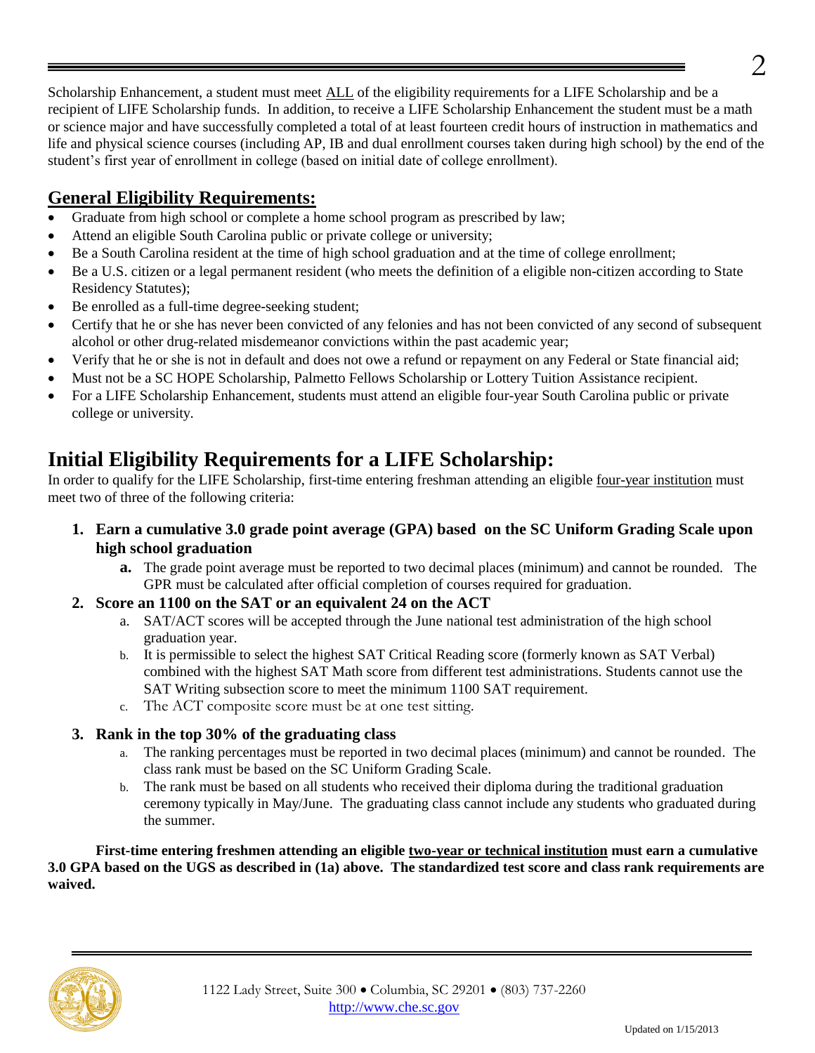Scholarship Enhancement, a student must meet ALL of the eligibility requirements for a LIFE Scholarship and be a recipient of LIFE Scholarship funds. In addition, to receive a LIFE Scholarship Enhancement the student must be a math or science major and have successfully completed a total of at least fourteen credit hours of instruction in mathematics and life and physical science courses (including AP, IB and dual enrollment courses taken during high school) by the end of the student's first year of enrollment in college (based on initial date of college enrollment).

## General Eligibility Requirements:

- Graduate from high school or complete a home school program as prescribed by law;
- Attend an eligible South Carolina public or private college or university;
- Be a South Carolina resident at the time of high school graduation and at the time of college enrollment;
- Be a U.S. citizen or a legal permanent resident (who meets the definition of a eligible non-citizen according to State Residency Statutes);
- Be enrolled as a full-time degree-seeking student;
- Certify that he or she has never been convicted of any felonies and has not been convicted of any second of subsequent alcohol or other drug-related misdemeanor convictions within the past academic year;
- Verify that he or she is not in default and does not owe a refund or repayment on any Federal or State financial aid;
- Must not be a SC HOPE Scholarship, Palmetto Fellows Scholarship or Lottery Tuition Assistance recipient.
- For a LIFE Scholarship Enhancement, students must attend an eligible four-year South Carolina public or private college or university.

# Initial Eligibility Requirements for a LIFE Scholarship:

In order to qualify for the LIFE Scholarship, first-time entering freshman attending an eligible four-year institution must meet two of three of the following criteria:

1. **Earn a cumulative 3.0 grade point average (GPA) based on the SC Uniform Grading Scale upon high school graduation**
   a. The grade point average must be reported to two decimal places (minimum) and cannot be rounded. The GPR must be calculated after official completion of courses required for graduation.
2. **Score an 1100 on the SAT or an equivalent 24 on the ACT**
   a. SAT/ACT scores will be accepted through the June national test administration of the high school graduation year.
   b. It is permissible to select the highest SAT Critical Reading score (formerly known as SAT Verbal) combined with the highest SAT Math score from different test administrations. Students cannot use the SAT Writing subsection score to meet the minimum 1100 SAT requirement.
   c. The ACT composite score must be at one test sitting.
3. **Rank in the top 30% of the graduating class**
   a. The ranking percentages must be reported in two decimal places (minimum) and cannot be rounded. The class rank must be based on the SC Uniform Grading Scale.
   b. The rank must be based on all students who received their diploma during the traditional graduation ceremony typically in May/June. The graduating class cannot include any students who graduated during the summer.

**First-time entering freshmen attending an eligible two-year or technical institution must earn a cumulative 3.0 GPA based on the UGS as described in (1a) above. The standardized test score and class rank requirements are waived.**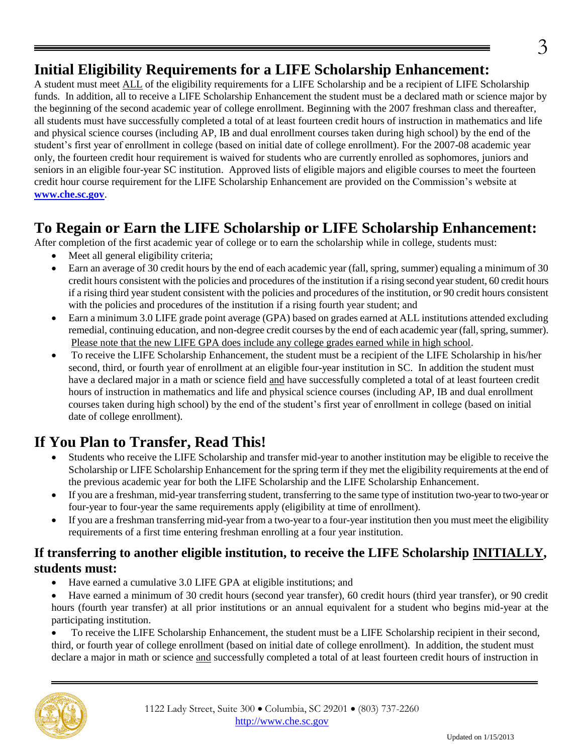## Initial Eligibility Requirements for a LIFE Scholarship Enhancement:

A student must meet ALL of the eligibility requirements for a LIFE Scholarship and be a recipient of LIFE Scholarship funds. In addition, all to receive a LIFE Scholarship Enhancement the student must be a declared math or science major by the beginning of the second academic year of college enrollment. Beginning with the 2007 freshman class and thereafter, all students must have successfully completed a total of at least fourteen credit hours of instruction in mathematics and life and physical science courses (including AP, IB and dual enrollment courses taken during high school) by the end of the student's first year of enrollment in college (based on initial date of college enrollment). For the 2007-08 academic year only, the fourteen credit hour requirement is waived for students who are currently enrolled as sophomores, juniors and seniors in an eligible four-year SC institution. Approved lists of eligible majors and eligible courses to meet the fourteen credit hour course requirement for the LIFE Scholarship Enhancement are provided on the Commission's website at **www.che.sc.gov**.

## To Regain or Earn the LIFE Scholarship or LIFE Scholarship Enhancement:

After completion of the first academic year of college or to earn the scholarship while in college, students must:

- Meet all general eligibility criteria;
- Earn an average of 30 credit hours by the end of each academic year (fall, spring, summer) equaling a minimum of 30 credit hours consistent with the policies and procedures of the institution if a rising second year student, 60 credit hours if a rising third year student consistent with the policies and procedures of the institution, or 90 credit hours consistent with the policies and procedures of the institution if a rising fourth year student; and
- Earn a minimum 3.0 LIFE grade point average (GPA) based on grades earned at ALL institutions attended excluding remedial, continuing education, and non-degree credit courses by the end of each academic year (fall, spring, summer). Please note that the new LIFE GPA does include any college grades earned while in high school.
- To receive the LIFE Scholarship Enhancement, the student must be a recipient of the LIFE Scholarship in his/her second, third, or fourth year of enrollment at an eligible four-year institution in SC. In addition the student must have a declared major in a math or science field and have successfully completed a total of at least fourteen credit hours of instruction in mathematics and life and physical science courses (including AP, IB and dual enrollment courses taken during high school) by the end of the student's first year of enrollment in college (based on initial date of college enrollment).

## If You Plan to Transfer, Read This!

- Students who receive the LIFE Scholarship and transfer mid-year to another institution may be eligible to receive the Scholarship or LIFE Scholarship Enhancement for the spring term if they met the eligibility requirements at the end of the previous academic year for both the LIFE Scholarship and the LIFE Scholarship Enhancement.
- If you are a freshman, mid-year transferring student, transferring to the same type of institution two-year to two-year or four-year to four-year the same requirements apply (eligibility at time of enrollment).
- If you are a freshman transferring mid-year from a two-year to a four-year institution then you must meet the eligibility requirements of a first time entering freshman enrolling at a four year institution.

### If transferring to another eligible institution, to receive the LIFE Scholarship INITIALLY, students must:

- Have earned a cumulative 3.0 LIFE GPA at eligible institutions; and
- Have earned a minimum of 30 credit hours (second year transfer), 60 credit hours (third year transfer), or 90 credit hours (fourth year transfer) at all prior institutions or an annual equivalent for a student who begins mid-year at the participating institution.
- To receive the LIFE Scholarship Enhancement, the student must be a LIFE Scholarship recipient in their second, third, or fourth year of college enrollment (based on initial date of college enrollment). In addition, the student must declare a major in math or science and successfully completed a total of at least fourteen credit hours of instruction in

1122 Lady Street, Suite 300 • Columbia, SC 29201 • (803) 737-2260
http://www.che.sc.gov

Updated on 1/15/2013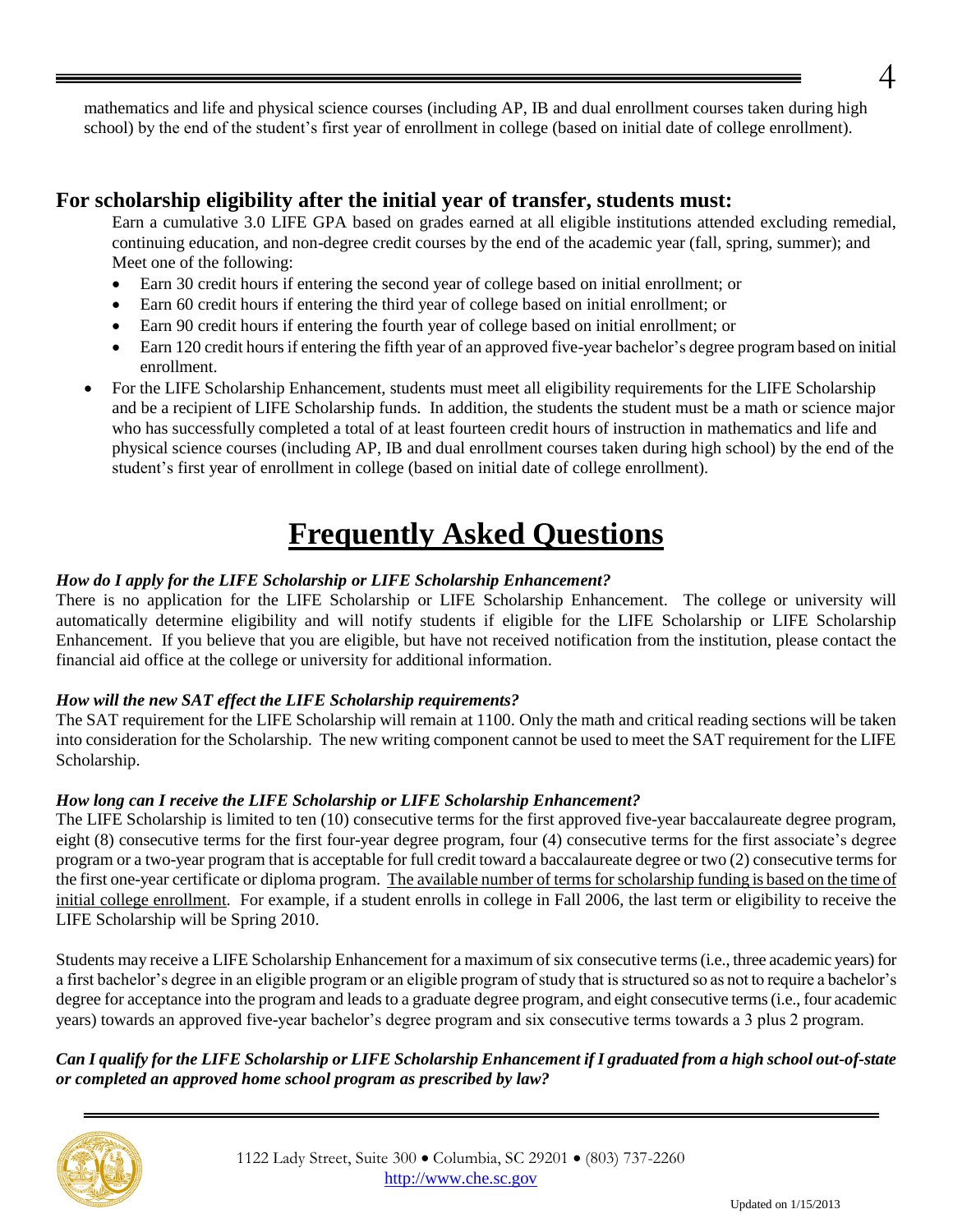mathematics and life and physical science courses (including AP, IB and dual enrollment courses taken during high school) by the end of the student's first year of enrollment in college (based on initial date of college enrollment).

## For scholarship eligibility after the initial year of transfer, students must:

Earn a cumulative 3.0 LIFE GPA based on grades earned at all eligible institutions attended excluding remedial, continuing education, and non-degree credit courses by the end of the academic year (fall, spring, summer); and Meet one of the following:

- Earn 30 credit hours if entering the second year of college based on initial enrollment; or
- Earn 60 credit hours if entering the third year of college based on initial enrollment; or
- Earn 90 credit hours if entering the fourth year of college based on initial enrollment; or
- Earn 120 credit hours if entering the fifth year of an approved five-year bachelor's degree program based on initial enrollment.

- For the LIFE Scholarship Enhancement, students must meet all eligibility requirements for the LIFE Scholarship and be a recipient of LIFE Scholarship funds. In addition, the students the student must be a math or science major who has successfully completed a total of at least fourteen credit hours of instruction in mathematics and life and physical science courses (including AP, IB and dual enrollment courses taken during high school) by the end of the student's first year of enrollment in college (based on initial date of college enrollment).

# Frequently Asked Questions

***How do I apply for the LIFE Scholarship or LIFE Scholarship Enhancement?***

There is no application for the LIFE Scholarship or LIFE Scholarship Enhancement. The college or university will automatically determine eligibility and will notify students if eligible for the LIFE Scholarship or LIFE Scholarship Enhancement. If you believe that you are eligible, but have not received notification from the institution, please contact the financial aid office at the college or university for additional information.

***How will the new SAT effect the LIFE Scholarship requirements?***

The SAT requirement for the LIFE Scholarship will remain at 1100. Only the math and critical reading sections will be taken into consideration for the Scholarship. The new writing component cannot be used to meet the SAT requirement for the LIFE Scholarship.

***How long can I receive the LIFE Scholarship or LIFE Scholarship Enhancement?***

The LIFE Scholarship is limited to ten (10) consecutive terms for the first approved five-year baccalaureate degree program, eight (8) consecutive terms for the first four-year degree program, four (4) consecutive terms for the first associate's degree program or a two-year program that is acceptable for full credit toward a baccalaureate degree or two (2) consecutive terms for the first one-year certificate or diploma program. The available number of terms for scholarship funding is based on the time of initial college enrollment. For example, if a student enrolls in college in Fall 2006, the last term or eligibility to receive the LIFE Scholarship will be Spring 2010.

Students may receive a LIFE Scholarship Enhancement for a maximum of six consecutive terms (i.e., three academic years) for a first bachelor's degree in an eligible program or an eligible program of study that is structured so as not to require a bachelor's degree for acceptance into the program and leads to a graduate degree program, and eight consecutive terms (i.e., four academic years) towards an approved five-year bachelor's degree program and six consecutive terms towards a 3 plus 2 program.

***Can I qualify for the LIFE Scholarship or LIFE Scholarship Enhancement if I graduated from a high school out-of-state or completed an approved home school program as prescribed by law?***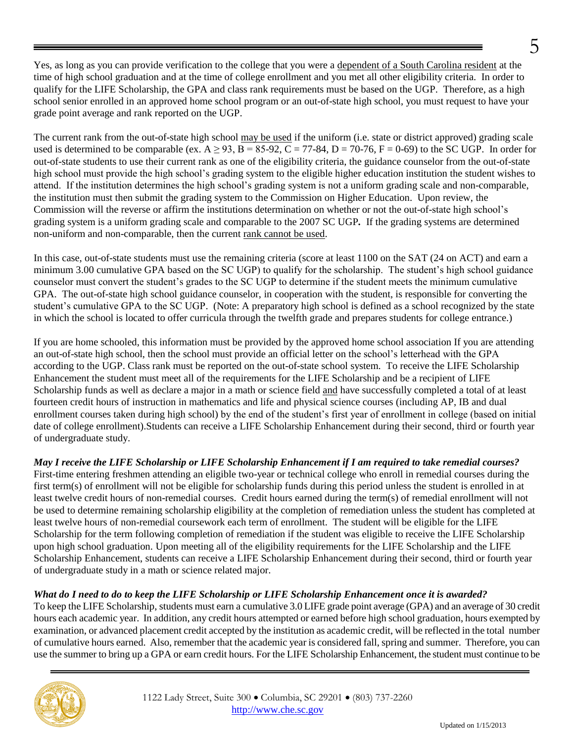Yes, as long as you can provide verification to the college that you were a dependent of a South Carolina resident at the time of high school graduation and at the time of college enrollment and you met all other eligibility criteria. In order to qualify for the LIFE Scholarship, the GPA and class rank requirements must be based on the UGP. Therefore, as a high school senior enrolled in an approved home school program or an out-of-state high school, you must request to have your grade point average and rank reported on the UGP.

The current rank from the out-of-state high school may be used if the uniform (i.e. state or district approved) grading scale used is determined to be comparable (ex. A ≥ 93, B = 85-92, C = 77-84, D = 70-76, F = 0-69) to the SC UGP. In order for out-of-state students to use their current rank as one of the eligibility criteria, the guidance counselor from the out-of-state high school must provide the high school's grading system to the eligible higher education institution the student wishes to attend. If the institution determines the high school's grading system is not a uniform grading scale and non-comparable, the institution must then submit the grading system to the Commission on Higher Education. Upon review, the Commission will the reverse or affirm the institutions determination on whether or not the out-of-state high school's grading system is a uniform grading scale and comparable to the 2007 SC UGP**.** If the grading systems are determined non-uniform and non-comparable, then the current rank cannot be used.

In this case, out-of-state students must use the remaining criteria (score at least 1100 on the SAT (24 on ACT) and earn a minimum 3.00 cumulative GPA based on the SC UGP) to qualify for the scholarship. The student's high school guidance counselor must convert the student's grades to the SC UGP to determine if the student meets the minimum cumulative GPA. The out-of-state high school guidance counselor, in cooperation with the student, is responsible for converting the student's cumulative GPA to the SC UGP. (Note: A preparatory high school is defined as a school recognized by the state in which the school is located to offer curricula through the twelfth grade and prepares students for college entrance.)

If you are home schooled, this information must be provided by the approved home school association If you are attending an out-of-state high school, then the school must provide an official letter on the school's letterhead with the GPA according to the UGP. Class rank must be reported on the out-of-state school system. To receive the LIFE Scholarship Enhancement the student must meet all of the requirements for the LIFE Scholarship and be a recipient of LIFE Scholarship funds as well as declare a major in a math or science field and have successfully completed a total of at least fourteen credit hours of instruction in mathematics and life and physical science courses (including AP, IB and dual enrollment courses taken during high school) by the end of the student's first year of enrollment in college (based on initial date of college enrollment).Students can receive a LIFE Scholarship Enhancement during their second, third or fourth year of undergraduate study.

***May I receive the LIFE Scholarship or LIFE Scholarship Enhancement if I am required to take remedial courses?***
First-time entering freshmen attending an eligible two-year or technical college who enroll in remedial courses during the first term(s) of enrollment will not be eligible for scholarship funds during this period unless the student is enrolled in at least twelve credit hours of non-remedial courses. Credit hours earned during the term(s) of remedial enrollment will not be used to determine remaining scholarship eligibility at the completion of remediation unless the student has completed at least twelve hours of non-remedial coursework each term of enrollment. The student will be eligible for the LIFE Scholarship for the term following completion of remediation if the student was eligible to receive the LIFE Scholarship upon high school graduation. Upon meeting all of the eligibility requirements for the LIFE Scholarship and the LIFE Scholarship Enhancement, students can receive a LIFE Scholarship Enhancement during their second, third or fourth year of undergraduate study in a math or science related major.

***What do I need to do to keep the LIFE Scholarship or LIFE Scholarship Enhancement once it is awarded?***
To keep the LIFE Scholarship, students must earn a cumulative 3.0 LIFE grade point average (GPA) and an average of 30 credit hours each academic year. In addition, any credit hours attempted or earned before high school graduation, hours exempted by examination, or advanced placement credit accepted by the institution as academic credit, will be reflected in the total number of cumulative hours earned. Also, remember that the academic year is considered fall, spring and summer. Therefore, you can use the summer to bring up a GPA or earn credit hours. For the LIFE Scholarship Enhancement, the student must continue to be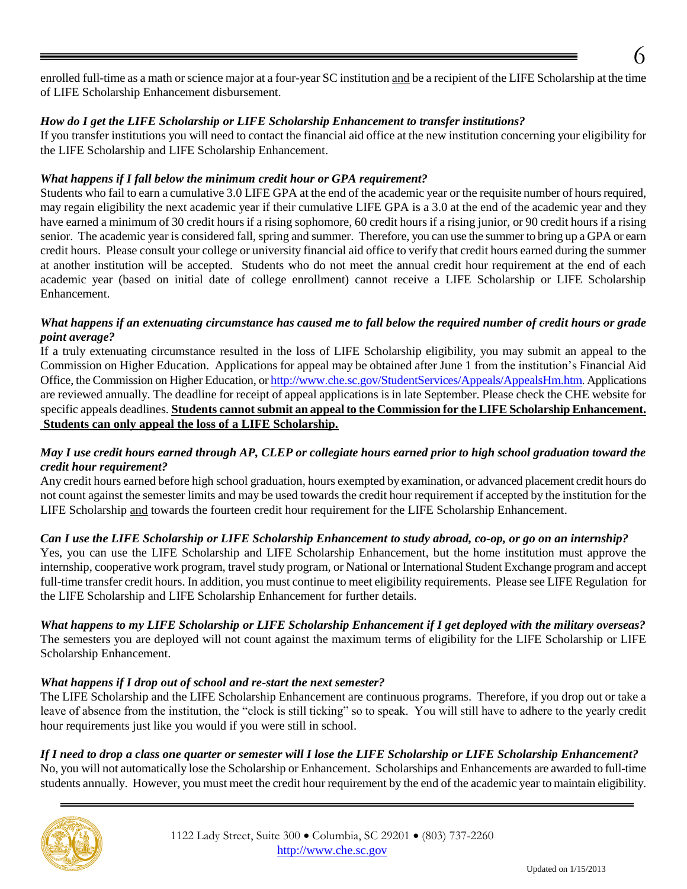enrolled full-time as a math or science major at a four-year SC institution <u>and</u> be a recipient of the LIFE Scholarship at the time of LIFE Scholarship Enhancement disbursement.

***How do I get the LIFE Scholarship or LIFE Scholarship Enhancement to transfer institutions?***
If you transfer institutions you will need to contact the financial aid office at the new institution concerning your eligibility for the LIFE Scholarship and LIFE Scholarship Enhancement.

***What happens if I fall below the minimum credit hour or GPA requirement?***
Students who fail to earn a cumulative 3.0 LIFE GPA at the end of the academic year or the requisite number of hours required, may regain eligibility the next academic year if their cumulative LIFE GPA is a 3.0 at the end of the academic year and they have earned a minimum of 30 credit hours if a rising sophomore, 60 credit hours if a rising junior, or 90 credit hours if a rising senior. The academic year is considered fall, spring and summer. Therefore, you can use the summer to bring up a GPA or earn credit hours. Please consult your college or university financial aid office to verify that credit hours earned during the summer at another institution will be accepted. Students who do not meet the annual credit hour requirement at the end of each academic year (based on initial date of college enrollment) cannot receive a LIFE Scholarship or LIFE Scholarship Enhancement.

***What happens if an extenuating circumstance has caused me to fall below the required number of credit hours or grade point average?***
If a truly extenuating circumstance resulted in the loss of LIFE Scholarship eligibility, you may submit an appeal to the Commission on Higher Education. Applications for appeal may be obtained after June 1 from the institution's Financial Aid Office, the Commission on Higher Education, or http://www.che.sc.gov/StudentServices/Appeals/AppealsHm.htm. Applications are reviewed annually. The deadline for receipt of appeal applications is in late September. Please check the CHE website for specific appeals deadlines. **<u>Students cannot submit an appeal to the Commission for the LIFE Scholarship Enhancement. Students can only appeal the loss of a LIFE Scholarship.</u>**

***May I use credit hours earned through AP, CLEP or collegiate hours earned prior to high school graduation toward the credit hour requirement?***
Any credit hours earned before high school graduation, hours exempted by examination, or advanced placement credit hours do not count against the semester limits and may be used towards the credit hour requirement if accepted by the institution for the LIFE Scholarship <u>and</u> towards the fourteen credit hour requirement for the LIFE Scholarship Enhancement.

***Can I use the LIFE Scholarship or LIFE Scholarship Enhancement to study abroad, co-op, or go on an internship?***
Yes, you can use the LIFE Scholarship and LIFE Scholarship Enhancement, but the home institution must approve the internship, cooperative work program, travel study program, or National or International Student Exchange program and accept full-time transfer credit hours. In addition, you must continue to meet eligibility requirements. Please see LIFE Regulation for the LIFE Scholarship and LIFE Scholarship Enhancement for further details.

***What happens to my LIFE Scholarship or LIFE Scholarship Enhancement if I get deployed with the military overseas?***
The semesters you are deployed will not count against the maximum terms of eligibility for the LIFE Scholarship or LIFE Scholarship Enhancement.

***What happens if I drop out of school and re-start the next semester?***
The LIFE Scholarship and the LIFE Scholarship Enhancement are continuous programs. Therefore, if you drop out or take a leave of absence from the institution, the "clock is still ticking" so to speak. You will still have to adhere to the yearly credit hour requirements just like you would if you were still in school.

***If I need to drop a class one quarter or semester will I lose the LIFE Scholarship or LIFE Scholarship Enhancement?***
No, you will not automatically lose the Scholarship or Enhancement. Scholarships and Enhancements are awarded to full-time students annually. However, you must meet the credit hour requirement by the end of the academic year to maintain eligibility.

1122 Lady Street, Suite 300 • Columbia, SC 29201 • (803) 737-2260
http://www.che.sc.gov

Updated on 1/15/2013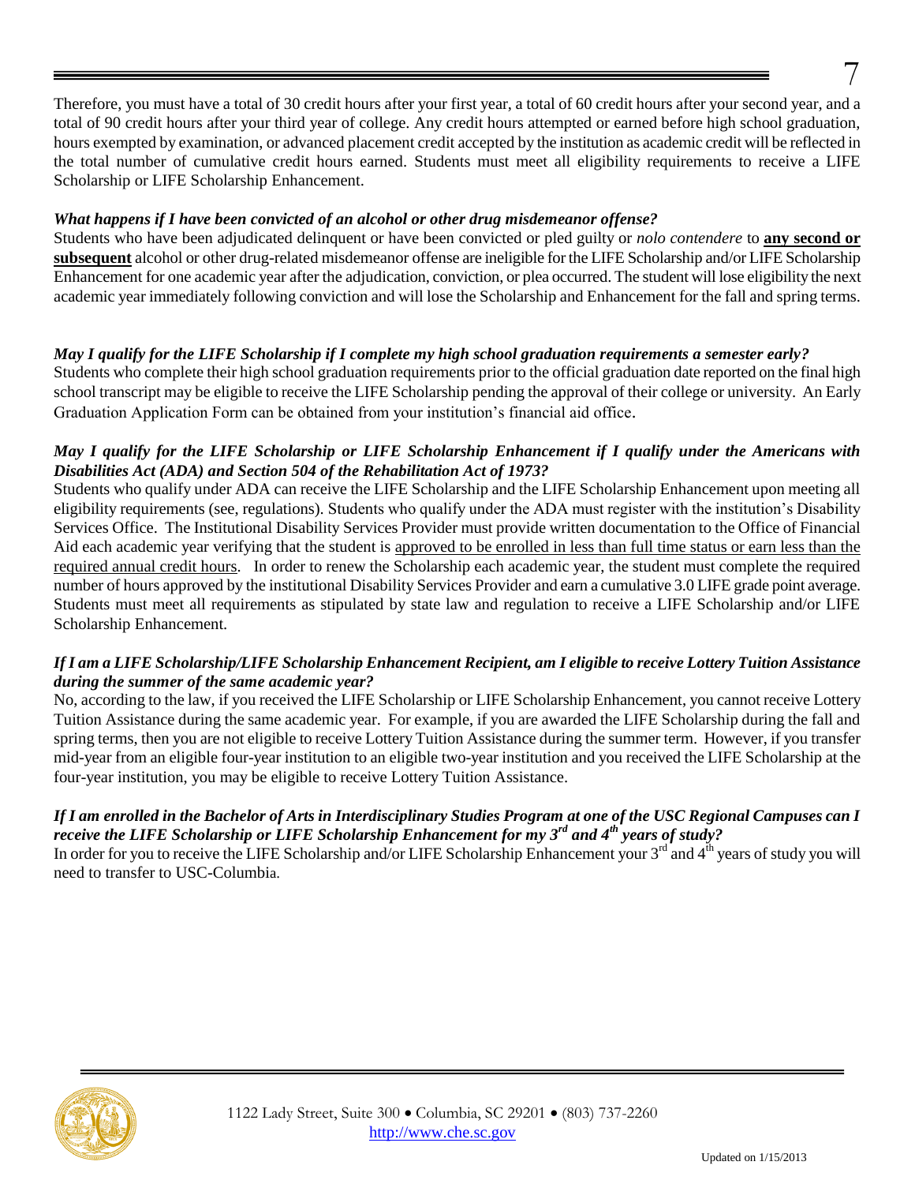Therefore, you must have a total of 30 credit hours after your first year, a total of 60 credit hours after your second year, and a total of 90 credit hours after your third year of college. Any credit hours attempted or earned before high school graduation, hours exempted by examination, or advanced placement credit accepted by the institution as academic credit will be reflected in the total number of cumulative credit hours earned. Students must meet all eligibility requirements to receive a LIFE Scholarship or LIFE Scholarship Enhancement.

***What happens if I have been convicted of an alcohol or other drug misdemeanor offense?***

Students who have been adjudicated delinquent or have been convicted or pled guilty or *nolo contendere* to **any second or subsequent** alcohol or other drug-related misdemeanor offense are ineligible for the LIFE Scholarship and/or LIFE Scholarship Enhancement for one academic year after the adjudication, conviction, or plea occurred. The student will lose eligibility the next academic year immediately following conviction and will lose the Scholarship and Enhancement for the fall and spring terms.

***May I qualify for the LIFE Scholarship if I complete my high school graduation requirements a semester early?***

Students who complete their high school graduation requirements prior to the official graduation date reported on the final high school transcript may be eligible to receive the LIFE Scholarship pending the approval of their college or university. An Early Graduation Application Form can be obtained from your institution's financial aid office.

***May I qualify for the LIFE Scholarship or LIFE Scholarship Enhancement if I qualify under the Americans with Disabilities Act (ADA) and Section 504 of the Rehabilitation Act of 1973?***

Students who qualify under ADA can receive the LIFE Scholarship and the LIFE Scholarship Enhancement upon meeting all eligibility requirements (see, regulations). Students who qualify under the ADA must register with the institution's Disability Services Office. The Institutional Disability Services Provider must provide written documentation to the Office of Financial Aid each academic year verifying that the student is approved to be enrolled in less than full time status or earn less than the required annual credit hours. In order to renew the Scholarship each academic year, the student must complete the required number of hours approved by the institutional Disability Services Provider and earn a cumulative 3.0 LIFE grade point average. Students must meet all requirements as stipulated by state law and regulation to receive a LIFE Scholarship and/or LIFE Scholarship Enhancement.

***If I am a LIFE Scholarship/LIFE Scholarship Enhancement Recipient, am I eligible to receive Lottery Tuition Assistance during the summer of the same academic year?***

No, according to the law, if you received the LIFE Scholarship or LIFE Scholarship Enhancement, you cannot receive Lottery Tuition Assistance during the same academic year. For example, if you are awarded the LIFE Scholarship during the fall and spring terms, then you are not eligible to receive Lottery Tuition Assistance during the summer term. However, if you transfer mid-year from an eligible four-year institution to an eligible two-year institution and you received the LIFE Scholarship at the four-year institution, you may be eligible to receive Lottery Tuition Assistance.

***If I am enrolled in the Bachelor of Arts in Interdisciplinary Studies Program at one of the USC Regional Campuses can I receive the LIFE Scholarship or LIFE Scholarship Enhancement for my 3rd and 4th years of study?***

In order for you to receive the LIFE Scholarship and/or LIFE Scholarship Enhancement your 3rd and 4th years of study you will need to transfer to USC-Columbia.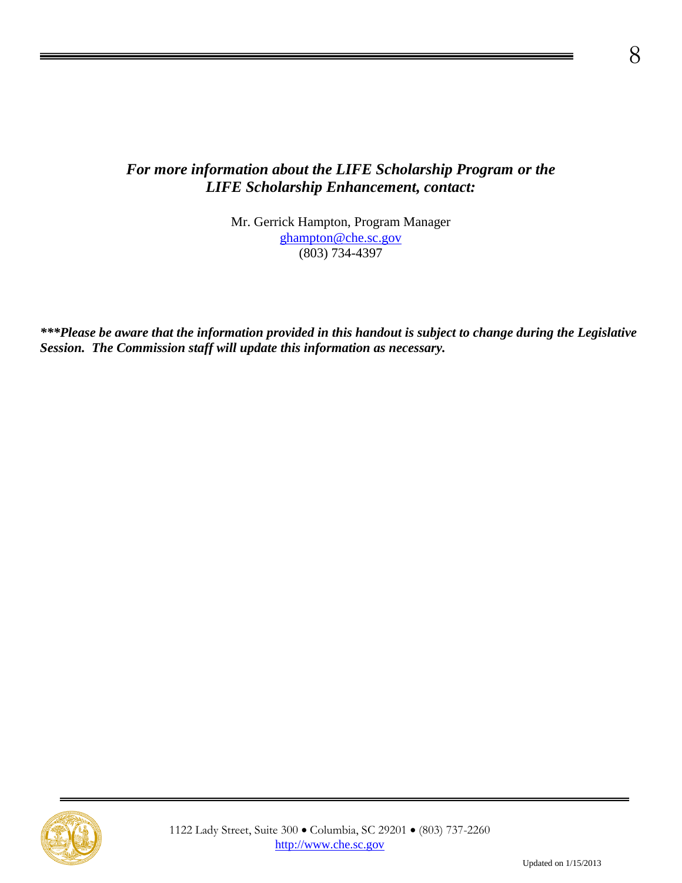***For more information about the LIFE Scholarship Program or the LIFE Scholarship Enhancement, contact:***

Mr. Gerrick Hampton, Program Manager
ghampton@che.sc.gov
(803) 734-4397

***\*\*\*Please be aware that the information provided in this handout is subject to change during the Legislative Session. The Commission staff will update this information as necessary.***

1122 Lady Street, Suite 300 • Columbia, SC 29201 • (803) 737-2260
http://www.che.sc.gov

Updated on 1/15/2013